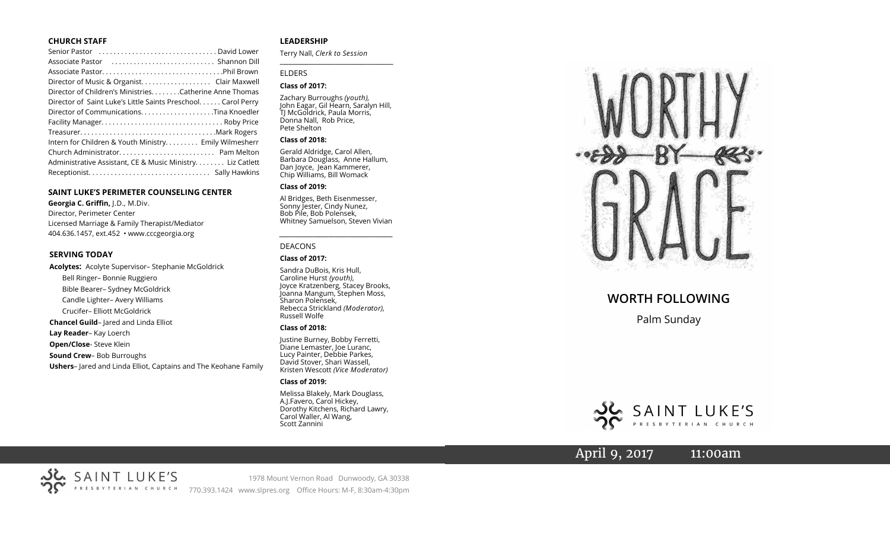## CHURCH STAFF

Senior Pastor . . . . . . . . . . . . . . . . . . . . . . . . . . . . . . . David Lower
Associate Pastor . . . . . . . . . . . . . . . . . . . . . . . . . . . Shannon Dill
Associate Pastor. . . . . . . . . . . . . . . . . . . . . . . . . . . . . . . .Phil Brown
Director of Music & Organist. . . . . . . . . . . . . . . . . . . Clair Maxwell
Director of Children's Ministries. . . . . . . .Catherine Anne Thomas
Director of Saint Luke's Little Saints Preschool. . . . . . Carol Perry
Director of Communications. . . . . . . . . . . . . . . . . . . .Tina Knoedler
Facility Manager. . . . . . . . . . . . . . . . . . . . . . . . . . . . . . . . Roby Price
Treasurer. . . . . . . . . . . . . . . . . . . . . . . . . . . . . . . . . . . .Mark Rogers
Intern for Children & Youth Ministry. . . . . . . . . Emily Wilmesherr
Church Administrator. . . . . . . . . . . . . . . . . . . . . . . . . . Pam Melton
Administrative Assistant, CE & Music Ministry. . . . . . . . Liz Catlett
Receptionist. . . . . . . . . . . . . . . . . . . . . . . . . . . . . . . . Sally Hawkins

## SAINT LUKE'S PERIMETER COUNSELING CENTER

**Georgia C. Griffin,** J.D., M.Div.
Director, Perimeter Center
Licensed Marriage & Family Therapist/Mediator
404.636.1457, ext.452 • www.cccgeorgia.org

## SERVING TODAY

**Acolytes:** Acolyte Supervisor– Stephanie McGoldrick
Bell Ringer– Bonnie Ruggiero
Bible Bearer– Sydney McGoldrick
Candle Lighter– Avery Williams
Crucifer– Elliott McGoldrick
**Chancel Guild**– Jared and Linda Elliot
**Lay Reader**– Kay Loerch
**Open/Close**- Steve Klein
**Sound Crew**– Bob Burroughs
**Ushers**– Jared and Linda Elliot, Captains and The Keohane Family

## LEADERSHIP

Terry Nall, *Clerk to Session*

ELDERS

**Class of 2017:**

Zachary Burroughs *(youth)*, John Eagar, Gil Hearn, Saralyn Hill, TJ McGoldrick, Paula Morris, Donna Nall, Rob Price, Pete Shelton

**Class of 2018:**

Gerald Aldridge, Carol Allen, Barbara Douglass, Anne Hallum, Dan Joyce, Jean Kammerer, Chip Williams, Bill Womack

**Class of 2019:**

Al Bridges, Beth Eisenmesser, Sonny Jester, Cindy Nunez, Bob Pile, Bob Polensek, Whitney Samuelson, Steven Vivian

DEACONS

**Class of 2017:**

Sandra DuBois, Kris Hull, Caroline Hurst *(youth)*, Joyce Kratzenberg, Stacey Brooks, Joanna Mangum, Stephen Moss, Sharon Polensek, Rebecca Strickland *(Moderator)*, Russell Wolfe

**Class of 2018:**

Justine Burney, Bobby Ferretti, Diane Lemaster, Joe Luranc, Lucy Painter, Debbie Parkes, David Stover, Shari Wassell, Kristen Wescott *(Vice Moderator)*

**Class of 2019:**

Melissa Blakely, Mark Douglass, A.J.Favero, Carol Hickey, Dorothy Kitchens, Richard Lawry, Carol Waller, Al Wang, Scott Zannini

SAINT LUKE'S PRESBYTERIAN CHURCH
1978 Mount Vernon Road Dunwoody, GA 30338
770.393.1424 www.slpres.org Office Hours: M-F, 8:30am-4:30pm

# WORTHY BY GRACE

## WORTH FOLLOWING

Palm Sunday

SAINT LUKE'S PRESBYTERIAN CHURCH

April 9, 2017 11:00am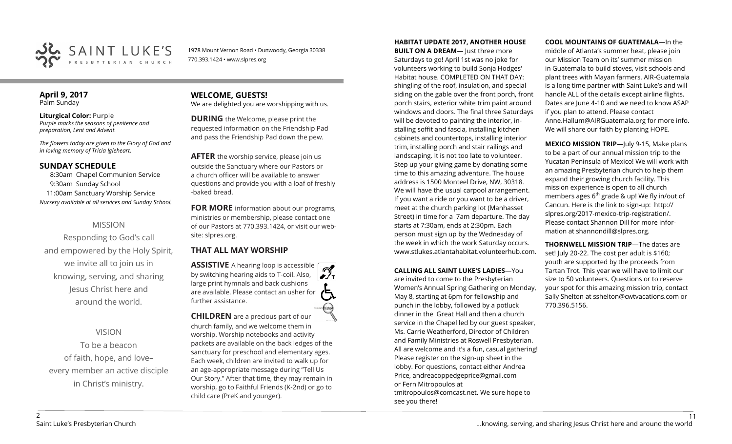SAINT LUKE'S PRESBYTERIAN CHURCH

1978 Mount Vernon Road • Dunwoody, Georgia 30338
770.393.1424 • www.slpres.org

**April 9, 2017**
Palm Sunday

**Liturgical Color:** Purple
*Purple marks the seasons of penitence and preparation, Lent and Advent.*

*The flowers today are given to the Glory of God and in loving memory of Tricia Igleheart.*

## SUNDAY SCHEDULE

8:30am Chapel Communion Service
9:30am Sunday School
11:00am Sanctuary Worship Service
*Nursery available at all services and Sunday School.*

MISSION

Responding to God's call and empowered by the Holy Spirit, we invite all to join us in knowing, serving, and sharing Jesus Christ here and around the world.

VISION

To be a beacon of faith, hope, and love– every member an active disciple in Christ's ministry.

## WELCOME, GUESTS!

We are delighted you are worshipping with us.

**DURING** the Welcome, please print the requested information on the Friendship Pad and pass the Friendship Pad down the pew.

**AFTER** the worship service, please join us outside the Sanctuary where our Pastors or a church officer will be available to answer questions and provide you with a loaf of freshly-baked bread.

**FOR MORE** information about our programs, ministries or membership, please contact one of our Pastors at 770.393.1424, or visit our website: slpres.org.

## THAT ALL MAY WORSHIP

**ASSISTIVE** A hearing loop is accessible by switching hearing aids to T-coil. Also, large print hymnals and back cushions are available. Please contact an usher for further assistance.

**CHILDREN** are a precious part of our church family, and we welcome them in worship. Worship notebooks and activity packets are available on the back ledges of the sanctuary for preschool and elementary ages. Each week, children are invited to walk up for an age-appropriate message during "Tell Us Our Story." After that time, they may remain in worship, go to Faithful Friends (K-2nd) or go to child care (PreK and younger).

**HABITAT UPDATE 2017, ANOTHER HOUSE BUILT ON A DREAM**— Just three more Saturdays to go! April 1st was no joke for volunteers working to build Sonja Hodges' Habitat house. COMPLETED ON THAT DAY: shingling of the roof, insulation, and special siding on the gable over the front porch, front porch stairs, exterior white trim paint around windows and doors. The final three Saturdays will be devoted to painting the interior, installing soffit and fascia, installing kitchen cabinets and countertops, installing interior trim, installing porch and stair railings and landscaping. It is not too late to volunteer. Step up your giving game by donating some time to this amazing adventure. The house address is 1500 Monteel Drive, NW, 30318. We will have the usual carpool arrangement. If you want a ride or you want to be a driver, meet at the church parking lot (Manhasset Street) in time for a 7am departure. The day starts at 7:30am, ends at 2:30pm. Each person must sign up by the Wednesday of the week in which the work Saturday occurs. www.stlukes.atlantahabitat.volunteerhub.com.

**CALLING ALL SAINT LUKE'S LADIES**—You are invited to come to the Presbyterian Women's Annual Spring Gathering on Monday, May 8, starting at 6pm for fellowship and punch in the lobby, followed by a potluck dinner in the Great Hall and then a church service in the Chapel led by our guest speaker, Ms. Carrie Weatherford, Director of Children and Family Ministries at Roswell Presbyterian. All are welcome and it's a fun, casual gathering! Please register on the sign-up sheet in the lobby. For questions, contact either Andrea Price, andreacoppedgeprice@gmail.com or Fern Mitropoulos at tmitropoulos@comcast.net. We sure hope to see you there!

**COOL MOUNTAINS OF GUATEMALA**—In the middle of Atlanta's summer heat, please join our Mission Team on its' summer mission in Guatemala to build stoves, visit schools and plant trees with Mayan farmers. AIR-Guatemala is a long time partner with Saint Luke's and will handle ALL of the details except airline flights. Dates are June 4-10 and we need to know ASAP if you plan to attend. Please contact Anne.Hallum@AIRGuatemala.org for more info. We will share our faith by planting HOPE.

**MEXICO MISSION TRIP**—July 9-15, Make plans to be a part of our annual mission trip to the Yucatan Peninsula of Mexico! We will work with an amazing Presbyterian church to help them expand their growing church facility. This mission experience is open to all church members ages 6th grade & up! We fly in/out of Cancun. Here is the link to sign-up: http://slpres.org/2017-mexico-trip-registration/. Please contact Shannon Dill for more information at shannondill@slpres.org.

**THORNWELL MISSION TRIP**—The dates are set! July 20-22. The cost per adult is $160; youth are supported by the proceeds from Tartan Trot. This year we will have to limit our size to 50 volunteers. Questions or to reserve your spot for this amazing mission trip, contact Sally Shelton at sshelton@cwtvacations.com or 770.396.5156.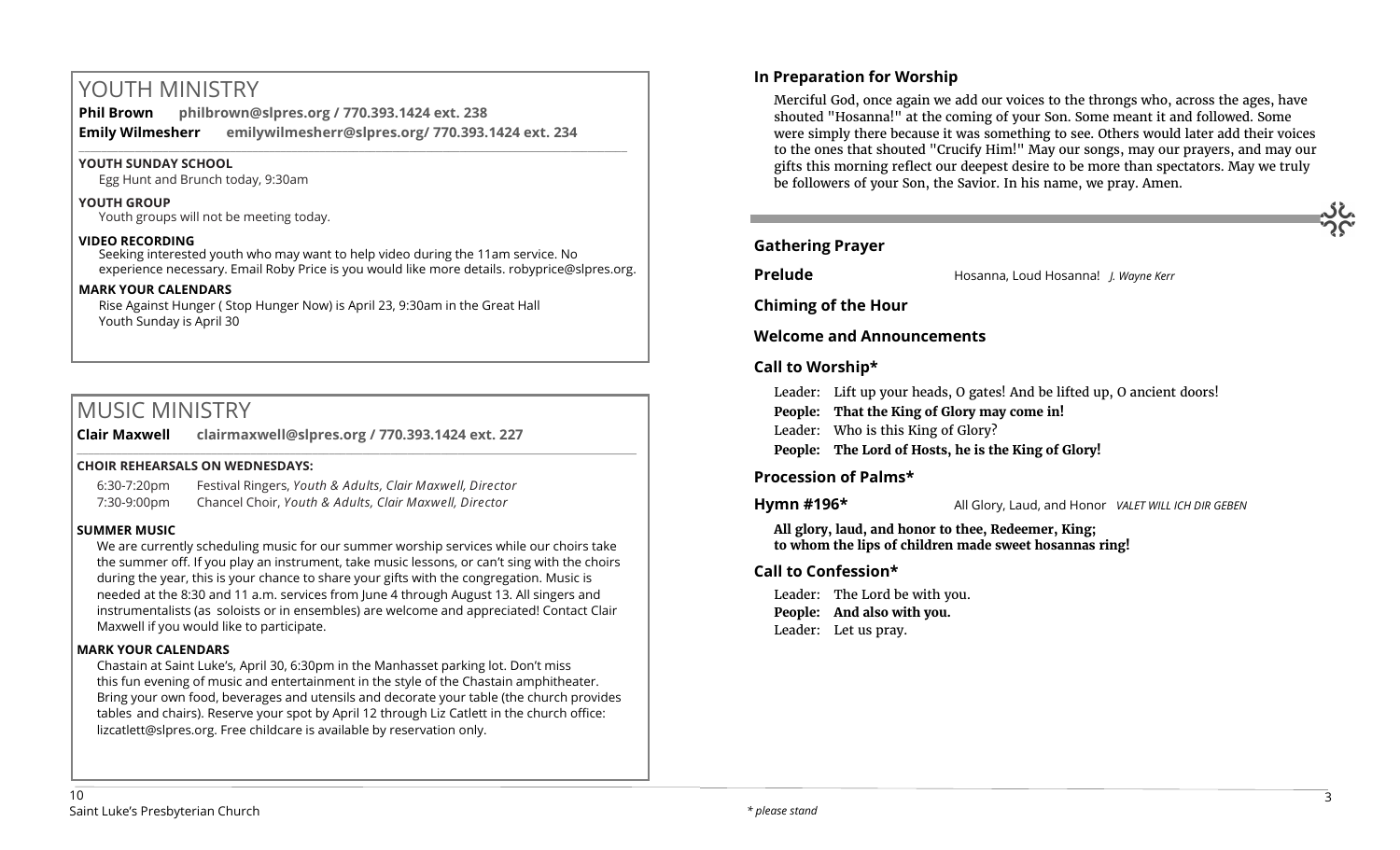# YOUTH MINISTRY

**Phil Brown** **philbrown@slpres.org / 770.393.1424 ext. 238**

**Emily Wilmesherr** **emilywilmesherr@slpres.org/ 770.393.1424 ext. 234**

### YOUTH SUNDAY SCHOOL

Egg Hunt and Brunch today, 9:30am

### YOUTH GROUP

Youth groups will not be meeting today.

### VIDEO RECORDING

Seeking interested youth who may want to help video during the 11am service. No experience necessary. Email Roby Price is you would like more details. robyprice@slpres.org.

### MARK YOUR CALENDARS

Rise Against Hunger ( Stop Hunger Now) is April 23, 9:30am in the Great Hall
Youth Sunday is April 30

# MUSIC MINISTRY

**Clair Maxwell** **clairmaxwell@slpres.org / 770.393.1424 ext. 227**

### CHOIR REHEARSALS ON WEDNESDAYS:

6:30-7:20pm Festival Ringers, *Youth & Adults, Clair Maxwell, Director*
7:30-9:00pm Chancel Choir, *Youth & Adults, Clair Maxwell, Director*

### SUMMER MUSIC

We are currently scheduling music for our summer worship services while our choirs take the summer off. If you play an instrument, take music lessons, or can't sing with the choirs during the year, this is your chance to share your gifts with the congregation. Music is needed at the 8:30 and 11 a.m. services from June 4 through August 13. All singers and instrumentalists (as soloists or in ensembles) are welcome and appreciated! Contact Clair Maxwell if you would like to participate.

### MARK YOUR CALENDARS

Chastain at Saint Luke's, April 30, 6:30pm in the Manhasset parking lot. Don't miss this fun evening of music and entertainment in the style of the Chastain amphitheater. Bring your own food, beverages and utensils and decorate your table (the church provides tables and chairs). Reserve your spot by April 12 through Liz Catlett in the church office: lizcatlett@slpres.org. Free childcare is available by reservation only.

### In Preparation for Worship

Merciful God, once again we add our voices to the throngs who, across the ages, have shouted "Hosanna!" at the coming of your Son. Some meant it and followed. Some were simply there because it was something to see. Others would later add their voices to the ones that shouted "Crucify Him!" May our songs, may our prayers, and may our gifts this morning reflect our deepest desire to be more than spectators. May we truly be followers of your Son, the Savior. In his name, we pray. Amen.

---

### Gathering Prayer

**Prelude** Hosanna, Loud Hosanna! *J. Wayne Kerr*

### Chiming of the Hour

### Welcome and Announcements

### Call to Worship*

Leader: Lift up your heads, O gates! And be lifted up, O ancient doors!
**People: That the King of Glory may come in!**
Leader: Who is this King of Glory?
**People: The Lord of Hosts, he is the King of Glory!**

### Procession of Palms*

**Hymn #196*** All Glory, Laud, and Honor *VALET WILL ICH DIR GEBEN*

**All glory, laud, and honor to thee, Redeemer, King;**
**to whom the lips of children made sweet hosannas ring!**

### Call to Confession*

Leader: The Lord be with you.
**People: And also with you.**
Leader: Let us pray.

*\* please stand*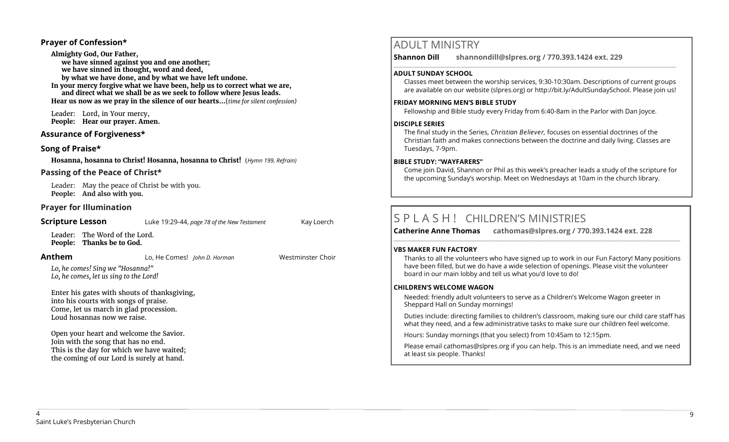**Prayer of Confession\***

**Almighty God, Our Father,**
**we have sinned against you and one another;**
**we have sinned in thought, word and deed,**
**by what we have done, and by what we have left undone.**
**In your mercy forgive what we have been, help us to correct what we are,**
**and direct what we shall be as we seek to follow where Jesus leads.**
**Hear us now as we pray in the silence of our hearts…**(*time for silent confession)*

Leader: Lord, in Your mercy,
**People: Hear our prayer. Amen.**

**Assurance of Forgiveness\***

**Song of Praise\***

**Hosanna, hosanna to Christ! Hosanna, hosanna to Christ!** (*Hymn 199, Refrain)*

**Passing of the Peace of Christ\***

Leader: May the peace of Christ be with you.
**People: And also with you.**

**Prayer for Illumination**

**Scripture Lesson** Luke 19:29-44, *page 78 of the New Testament* Kay Loerch

Leader: The Word of the Lord.
**People: Thanks be to God.**

**Anthem** Lo, He Comes! *John D. Horman* Westminster Choir

*Lo, he comes! Sing we "Hosanna!"*
*Lo, he comes, let us sing to the Lord!*

Enter his gates with shouts of thanksgiving,
into his courts with songs of praise.
Come, let us march in glad procession.
Loud hosannas now we raise.

Open your heart and welcome the Savior.
Join with the song that has no end.
This is the day for which we have waited;
the coming of our Lord is surely at hand.

# ADULT MINISTRY

**Shannon Dill shannondill@slpres.org / 770.393.1424 ext. 229**

**ADULT SUNDAY SCHOOL**

Classes meet between the worship services, 9:30-10:30am. Descriptions of current groups are available on our website (slpres.org) or http://bit.ly/AdultSundaySchool. Please join us!

**FRIDAY MORNING MEN'S BIBLE STUDY**

Fellowship and Bible study every Friday from 6:40-8am in the Parlor with Dan Joyce.

**DISCIPLE SERIES**

The final study in the Series, *Christian Believer,* focuses on essential doctrines of the Christian faith and makes connections between the doctrine and daily living. Classes are Tuesdays, 7-9pm.

**BIBLE STUDY: "WAYFARERS"**

Come join David, Shannon or Phil as this week's preacher leads a study of the scripture for the upcoming Sunday's worship. Meet on Wednesdays at 10am in the church library.

# S P L A S H ! CHILDREN'S MINISTRIES

**Catherine Anne Thomas cathomas@slpres.org / 770.393.1424 ext. 228**

**VBS MAKER FUN FACTORY**

Thanks to all the volunteers who have signed up to work in our Fun Factory! Many positions have been filled, but we do have a wide selection of openings. Please visit the volunteer board in our main lobby and tell us what you'd love to do!

**CHILDREN'S WELCOME WAGON**

Needed: friendly adult volunteers to serve as a Children's Welcome Wagon greeter in Sheppard Hall on Sunday mornings!

Duties include: directing families to children's classroom, making sure our child care staff has what they need, and a few administrative tasks to make sure our children feel welcome.

Hours: Sunday mornings (that you select) from 10:45am to 12:15pm.

Please email cathomas@slpres.org if you can help. This is an immediate need, and we need at least six people. Thanks!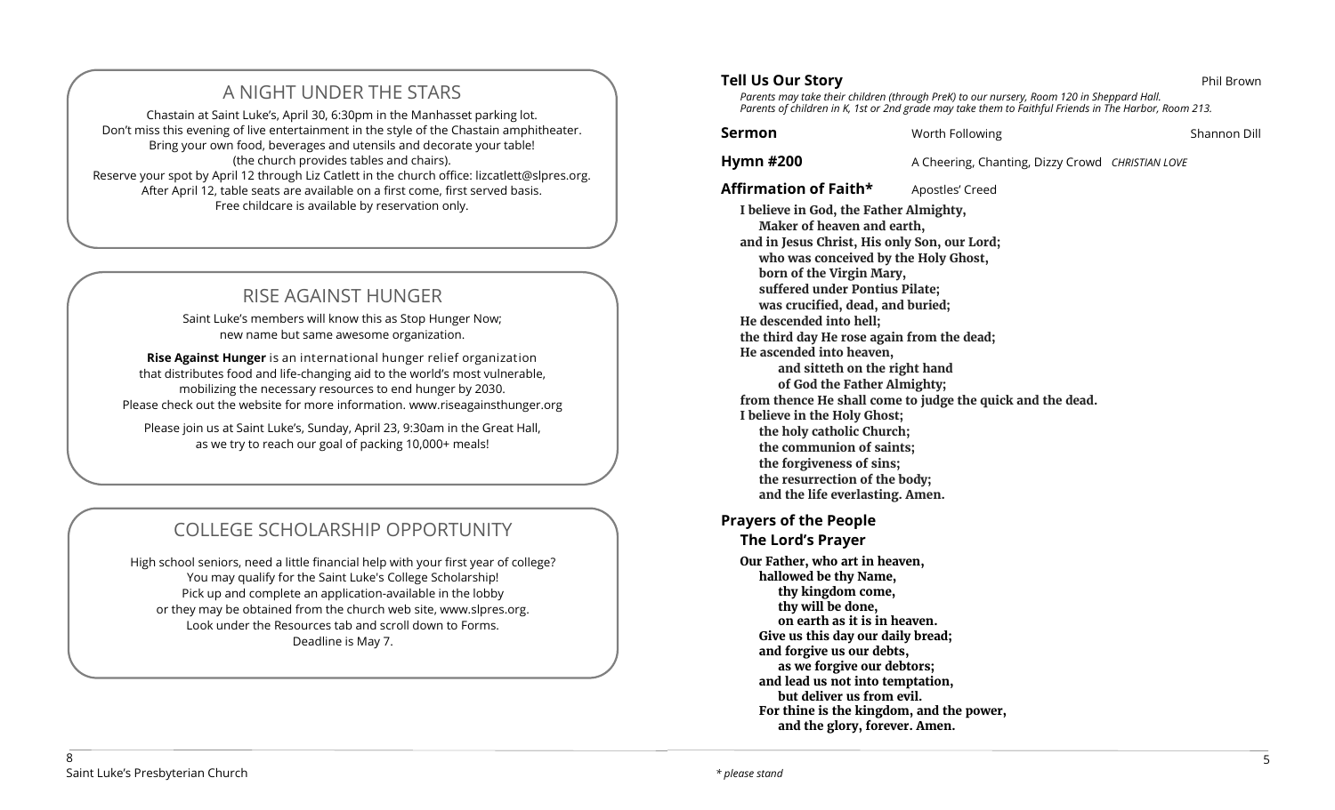## A NIGHT UNDER THE STARS

Chastain at Saint Luke's, April 30, 6:30pm in the Manhasset parking lot.
Don't miss this evening of live entertainment in the style of the Chastain amphitheater.
Bring your own food, beverages and utensils and decorate your table!
(the church provides tables and chairs).
Reserve your spot by April 12 through Liz Catlett in the church office: lizcatlett@slpres.org.
After April 12, table seats are available on a first come, first served basis.
Free childcare is available by reservation only.

## RISE AGAINST HUNGER

Saint Luke's members will know this as Stop Hunger Now;
new name but same awesome organization.

**Rise Against Hunger** is an international hunger relief organization
that distributes food and life-changing aid to the world's most vulnerable,
mobilizing the necessary resources to end hunger by 2030.
Please check out the website for more information. www.riseagainsthunger.org

Please join us at Saint Luke's, Sunday, April 23, 9:30am in the Great Hall,
as we try to reach our goal of packing 10,000+ meals!

## COLLEGE SCHOLARSHIP OPPORTUNITY

High school seniors, need a little financial help with your first year of college?
You may qualify for the Saint Luke's College Scholarship!
Pick up and complete an application-available in the lobby
or they may be obtained from the church web site, www.slpres.org.
Look under the Resources tab and scroll down to Forms.
Deadline is May 7.

**Tell Us Our Story** — Phil Brown

*Parents may take their children (through PreK) to our nursery, Room 120 in Sheppard Hall.*
*Parents of children in K, 1st or 2nd grade may take them to Faithful Friends in The Harbor, Room 213.*

**Sermon** — Worth Following — Shannon Dill

**Hymn #200** — A Cheering, Chanting, Dizzy Crowd *CHRISTIAN LOVE*

**Affirmation of Faith*** — Apostles' Creed

**I believe in God, the Father Almighty,**
**Maker of heaven and earth,**
**and in Jesus Christ, His only Son, our Lord;**
**who was conceived by the Holy Ghost,**
**born of the Virgin Mary,**
**suffered under Pontius Pilate;**
**was crucified, dead, and buried;**
**He descended into hell;**
**the third day He rose again from the dead;**
**He ascended into heaven,**
**and sitteth on the right hand**
**of God the Father Almighty;**
**from thence He shall come to judge the quick and the dead.**
**I believe in the Holy Ghost;**
**the holy catholic Church;**
**the communion of saints;**
**the forgiveness of sins;**
**the resurrection of the body;**
**and the life everlasting. Amen.**

**Prayers of the People**

**The Lord's Prayer**

**Our Father, who art in heaven,**
**hallowed be thy Name,**
**thy kingdom come,**
**thy will be done,**
**on earth as it is in heaven.**
**Give us this day our daily bread;**
**and forgive us our debts,**
**as we forgive our debtors;**
**and lead us not into temptation,**
**but deliver us from evil.**
**For thine is the kingdom, and the power,**
**and the glory, forever. Amen.**

*\* please stand*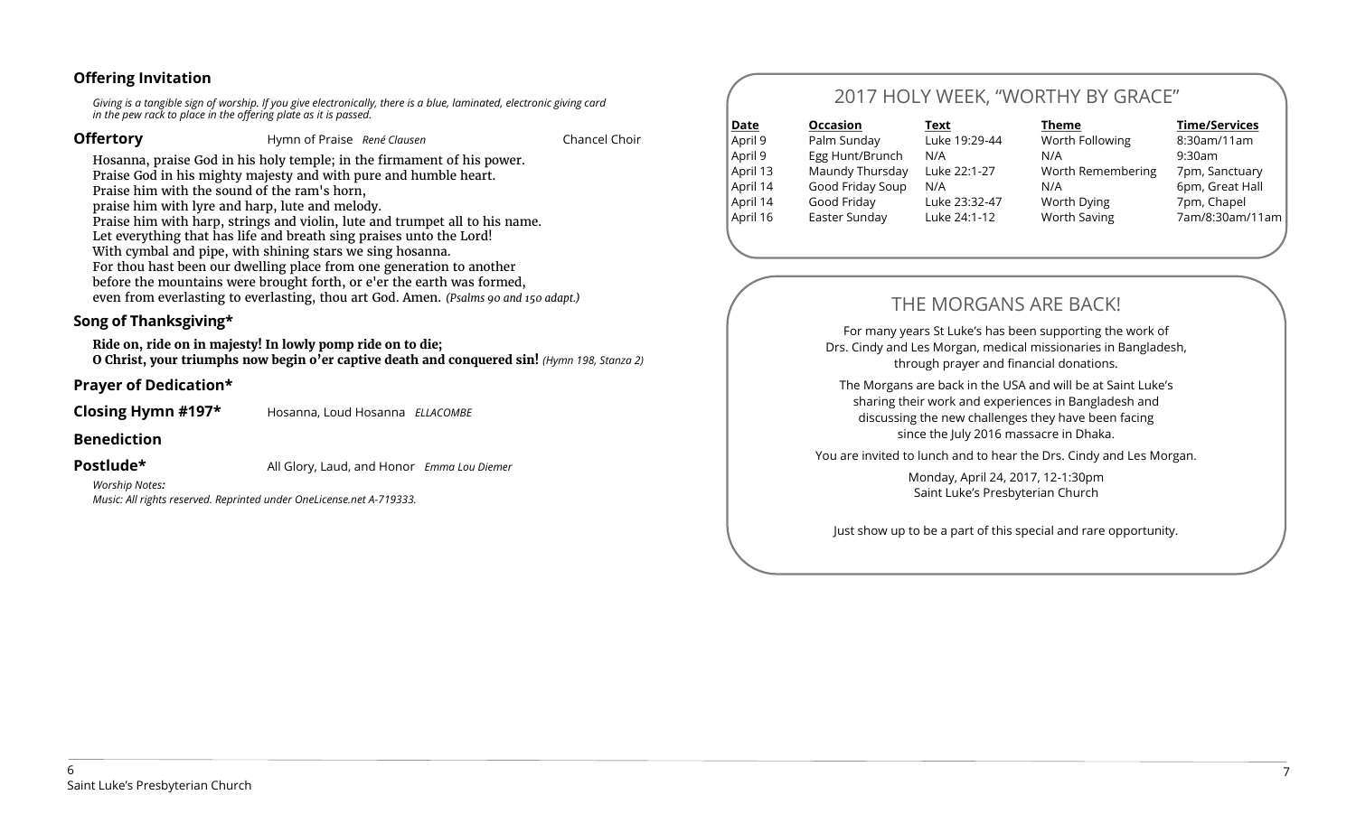## Offering Invitation

*Giving is a tangible sign of worship. If you give electronically, there is a blue, laminated, electronic giving card in the pew rack to place in the offering plate as it is passed.*

**Offertory** Hymn of Praise *René Clausen* Chancel Choir

Hosanna, praise God in his holy temple; in the firmament of his power.
Praise God in his mighty majesty and with pure and humble heart.
Praise him with the sound of the ram's horn,
praise him with lyre and harp, lute and melody.
Praise him with harp, strings and violin, lute and trumpet all to his name.
Let everything that has life and breath sing praises unto the Lord!
With cymbal and pipe, with shining stars we sing hosanna.
For thou hast been our dwelling place from one generation to another
before the mountains were brought forth, or e'er the earth was formed,
even from everlasting to everlasting, thou art God. Amen. *(Psalms 90 and 150 adapt.)*

## Song of Thanksgiving*

**Ride on, ride on in majesty! In lowly pomp ride on to die;**
**O Christ, your triumphs now begin o'er captive death and conquered sin!** *(Hymn 198, Stanza 2)*

## Prayer of Dedication*

**Closing Hymn #197*** Hosanna, Loud Hosanna *ELLACOMBE*

## Benediction

**Postlude*** All Glory, Laud, and Honor *Emma Lou Diemer*

*Worship Notes:*
*Music: All rights reserved. Reprinted under OneLicense.net A-719333.*

## 2017 HOLY WEEK, "WORTHY BY GRACE"

| Date | Occasion | Text | Theme | Time/Services |
|---|---|---|---|---|
| April 9 | Palm Sunday | Luke 19:29-44 | Worth Following | 8:30am/11am |
| April 9 | Egg Hunt/Brunch | N/A | N/A | 9:30am |
| April 13 | Maundy Thursday | Luke 22:1-27 | Worth Remembering | 7pm, Sanctuary |
| April 14 | Good Friday Soup | N/A | N/A | 6pm, Great Hall |
| April 14 | Good Friday | Luke 23:32-47 | Worth Dying | 7pm, Chapel |
| April 16 | Easter Sunday | Luke 24:1-12 | Worth Saving | 7am/8:30am/11am |

## THE MORGANS ARE BACK!

For many years St Luke's has been supporting the work of Drs. Cindy and Les Morgan, medical missionaries in Bangladesh, through prayer and financial donations.

The Morgans are back in the USA and will be at Saint Luke's sharing their work and experiences in Bangladesh and discussing the new challenges they have been facing since the July 2016 massacre in Dhaka.

You are invited to lunch and to hear the Drs. Cindy and Les Morgan.

Monday, April 24, 2017, 12-1:30pm
Saint Luke's Presbyterian Church

Just show up to be a part of this special and rare opportunity.